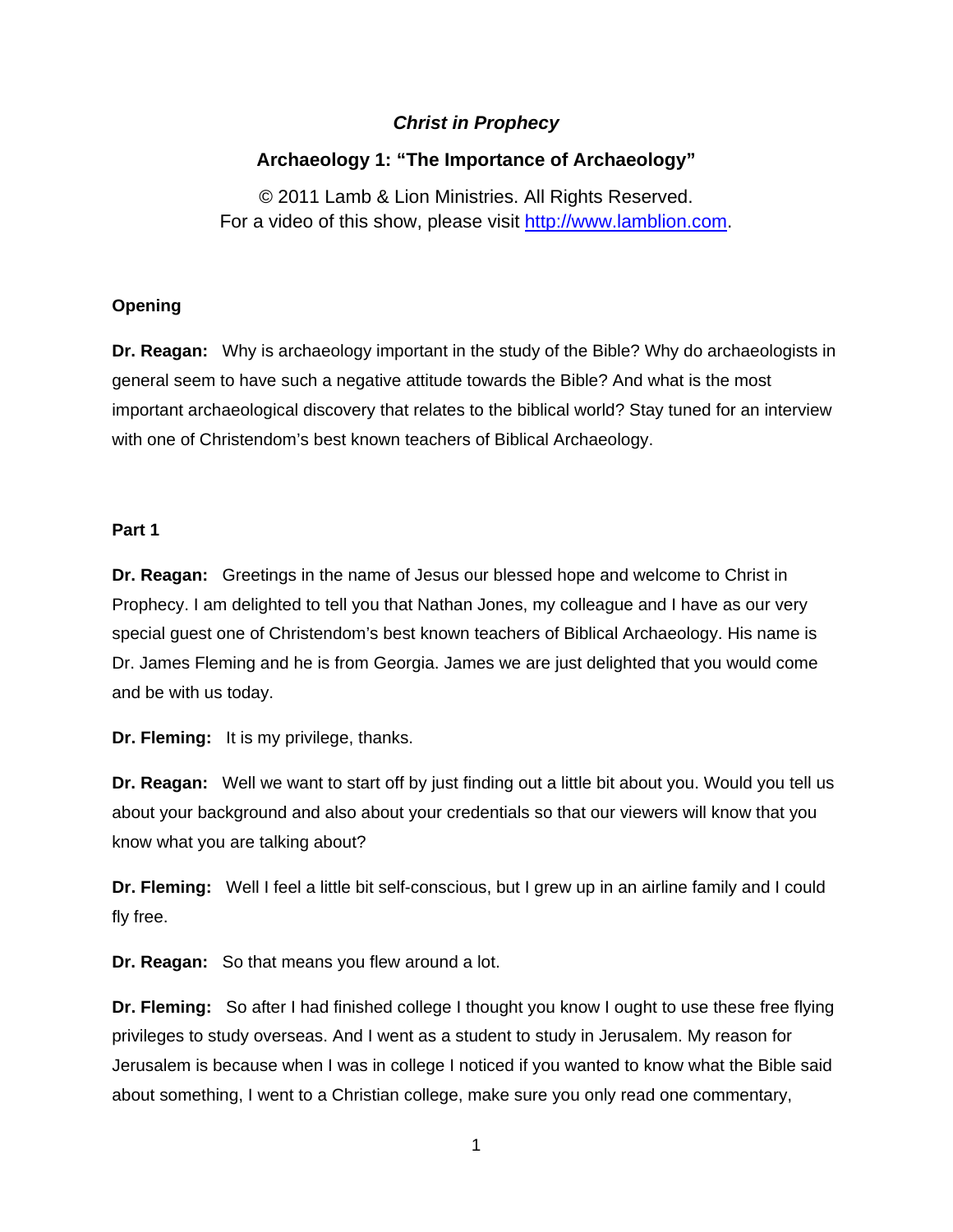# *Christ in Prophecy*

## Archaeology 1: "The Importance of Archaeology"

© 2011 Lamb & Lion Ministries. All Rights Reserved.
For a video of this show, please visit http://www.lamblion.com.

### Opening

**Dr. Reagan:** Why is archaeology important in the study of the Bible? Why do archaeologists in general seem to have such a negative attitude towards the Bible? And what is the most important archaeological discovery that relates to the biblical world? Stay tuned for an interview with one of Christendom's best known teachers of Biblical Archaeology.

### Part 1

**Dr. Reagan:** Greetings in the name of Jesus our blessed hope and welcome to Christ in Prophecy. I am delighted to tell you that Nathan Jones, my colleague and I have as our very special guest one of Christendom's best known teachers of Biblical Archaeology. His name is Dr. James Fleming and he is from Georgia. James we are just delighted that you would come and be with us today.

**Dr. Fleming:** It is my privilege, thanks.

**Dr. Reagan:** Well we want to start off by just finding out a little bit about you. Would you tell us about your background and also about your credentials so that our viewers will know that you know what you are talking about?

**Dr. Fleming:** Well I feel a little bit self-conscious, but I grew up in an airline family and I could fly free.

**Dr. Reagan:** So that means you flew around a lot.

**Dr. Fleming:** So after I had finished college I thought you know I ought to use these free flying privileges to study overseas. And I went as a student to study in Jerusalem. My reason for Jerusalem is because when I was in college I noticed if you wanted to know what the Bible said about something, I went to a Christian college, make sure you only read one commentary,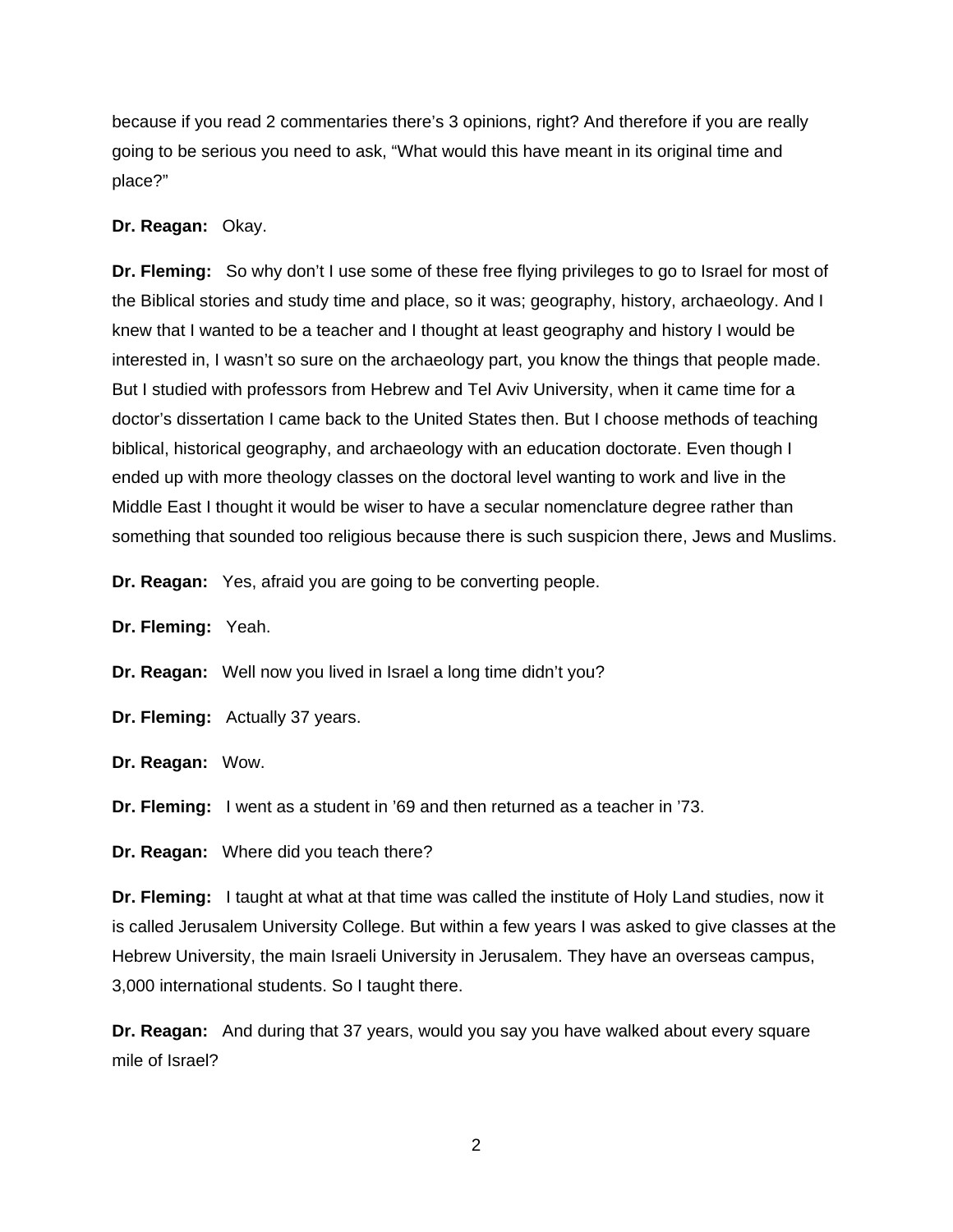because if you read 2 commentaries there's 3 opinions, right? And therefore if you are really going to be serious you need to ask, "What would this have meant in its original time and place?"

**Dr. Reagan:** Okay.

**Dr. Fleming:** So why don't I use some of these free flying privileges to go to Israel for most of the Biblical stories and study time and place, so it was; geography, history, archaeology. And I knew that I wanted to be a teacher and I thought at least geography and history I would be interested in, I wasn't so sure on the archaeology part, you know the things that people made. But I studied with professors from Hebrew and Tel Aviv University, when it came time for a doctor's dissertation I came back to the United States then. But I choose methods of teaching biblical, historical geography, and archaeology with an education doctorate. Even though I ended up with more theology classes on the doctoral level wanting to work and live in the Middle East I thought it would be wiser to have a secular nomenclature degree rather than something that sounded too religious because there is such suspicion there, Jews and Muslims.

**Dr. Reagan:** Yes, afraid you are going to be converting people.

**Dr. Fleming:** Yeah.

**Dr. Reagan:** Well now you lived in Israel a long time didn't you?

**Dr. Fleming:** Actually 37 years.

**Dr. Reagan:** Wow.

**Dr. Fleming:** I went as a student in '69 and then returned as a teacher in '73.

**Dr. Reagan:** Where did you teach there?

**Dr. Fleming:** I taught at what at that time was called the institute of Holy Land studies, now it is called Jerusalem University College. But within a few years I was asked to give classes at the Hebrew University, the main Israeli University in Jerusalem. They have an overseas campus, 3,000 international students. So I taught there.

**Dr. Reagan:** And during that 37 years, would you say you have walked about every square mile of Israel?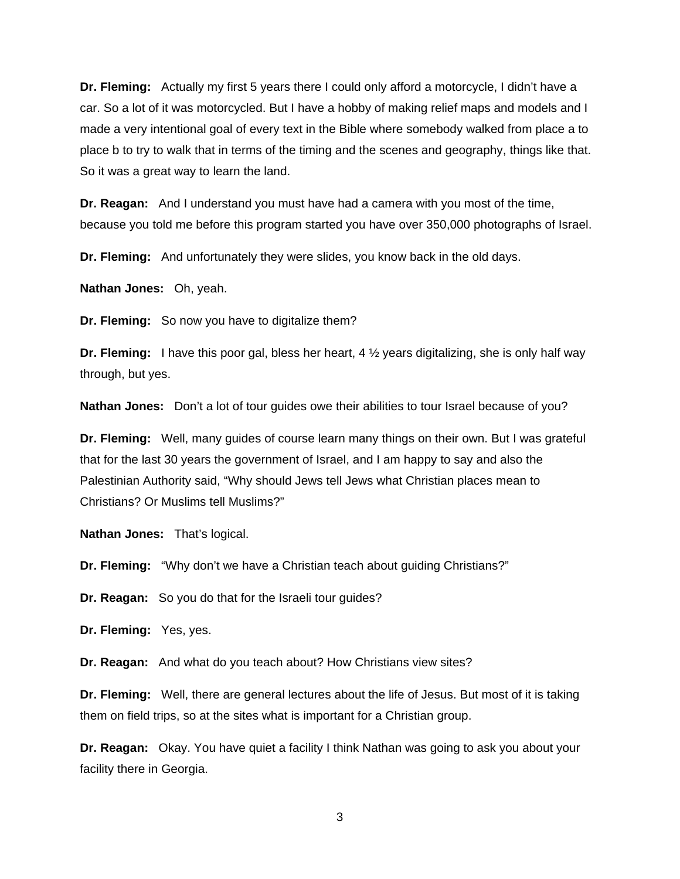**Dr. Fleming:** Actually my first 5 years there I could only afford a motorcycle, I didn't have a car. So a lot of it was motorcycled. But I have a hobby of making relief maps and models and I made a very intentional goal of every text in the Bible where somebody walked from place a to place b to try to walk that in terms of the timing and the scenes and geography, things like that. So it was a great way to learn the land.

**Dr. Reagan:** And I understand you must have had a camera with you most of the time, because you told me before this program started you have over 350,000 photographs of Israel.

**Dr. Fleming:** And unfortunately they were slides, you know back in the old days.

**Nathan Jones:** Oh, yeah.

**Dr. Fleming:** So now you have to digitalize them?

**Dr. Fleming:** I have this poor gal, bless her heart, 4 ½ years digitalizing, she is only half way through, but yes.

**Nathan Jones:** Don't a lot of tour guides owe their abilities to tour Israel because of you?

**Dr. Fleming:** Well, many guides of course learn many things on their own. But I was grateful that for the last 30 years the government of Israel, and I am happy to say and also the Palestinian Authority said, "Why should Jews tell Jews what Christian places mean to Christians? Or Muslims tell Muslims?"

**Nathan Jones:** That's logical.

**Dr. Fleming:** "Why don't we have a Christian teach about guiding Christians?"

**Dr. Reagan:** So you do that for the Israeli tour guides?

**Dr. Fleming:** Yes, yes.

**Dr. Reagan:** And what do you teach about? How Christians view sites?

**Dr. Fleming:** Well, there are general lectures about the life of Jesus. But most of it is taking them on field trips, so at the sites what is important for a Christian group.

**Dr. Reagan:** Okay. You have quiet a facility I think Nathan was going to ask you about your facility there in Georgia.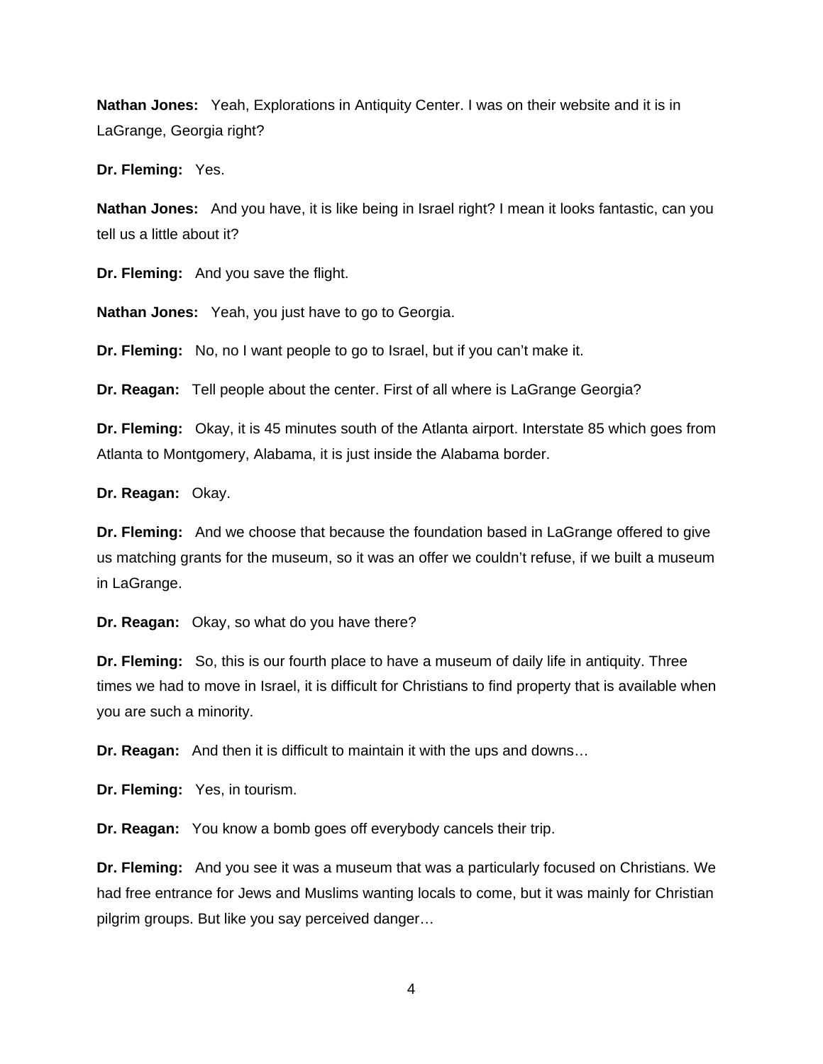**Nathan Jones:** Yeah, Explorations in Antiquity Center. I was on their website and it is in LaGrange, Georgia right?

**Dr. Fleming:** Yes.

**Nathan Jones:** And you have, it is like being in Israel right? I mean it looks fantastic, can you tell us a little about it?

**Dr. Fleming:** And you save the flight.

**Nathan Jones:** Yeah, you just have to go to Georgia.

**Dr. Fleming:** No, no I want people to go to Israel, but if you can't make it.

**Dr. Reagan:** Tell people about the center. First of all where is LaGrange Georgia?

**Dr. Fleming:** Okay, it is 45 minutes south of the Atlanta airport. Interstate 85 which goes from Atlanta to Montgomery, Alabama, it is just inside the Alabama border.

**Dr. Reagan:** Okay.

**Dr. Fleming:** And we choose that because the foundation based in LaGrange offered to give us matching grants for the museum, so it was an offer we couldn't refuse, if we built a museum in LaGrange.

**Dr. Reagan:** Okay, so what do you have there?

**Dr. Fleming:** So, this is our fourth place to have a museum of daily life in antiquity. Three times we had to move in Israel, it is difficult for Christians to find property that is available when you are such a minority.

**Dr. Reagan:** And then it is difficult to maintain it with the ups and downs…

**Dr. Fleming:** Yes, in tourism.

**Dr. Reagan:** You know a bomb goes off everybody cancels their trip.

**Dr. Fleming:** And you see it was a museum that was a particularly focused on Christians. We had free entrance for Jews and Muslims wanting locals to come, but it was mainly for Christian pilgrim groups. But like you say perceived danger…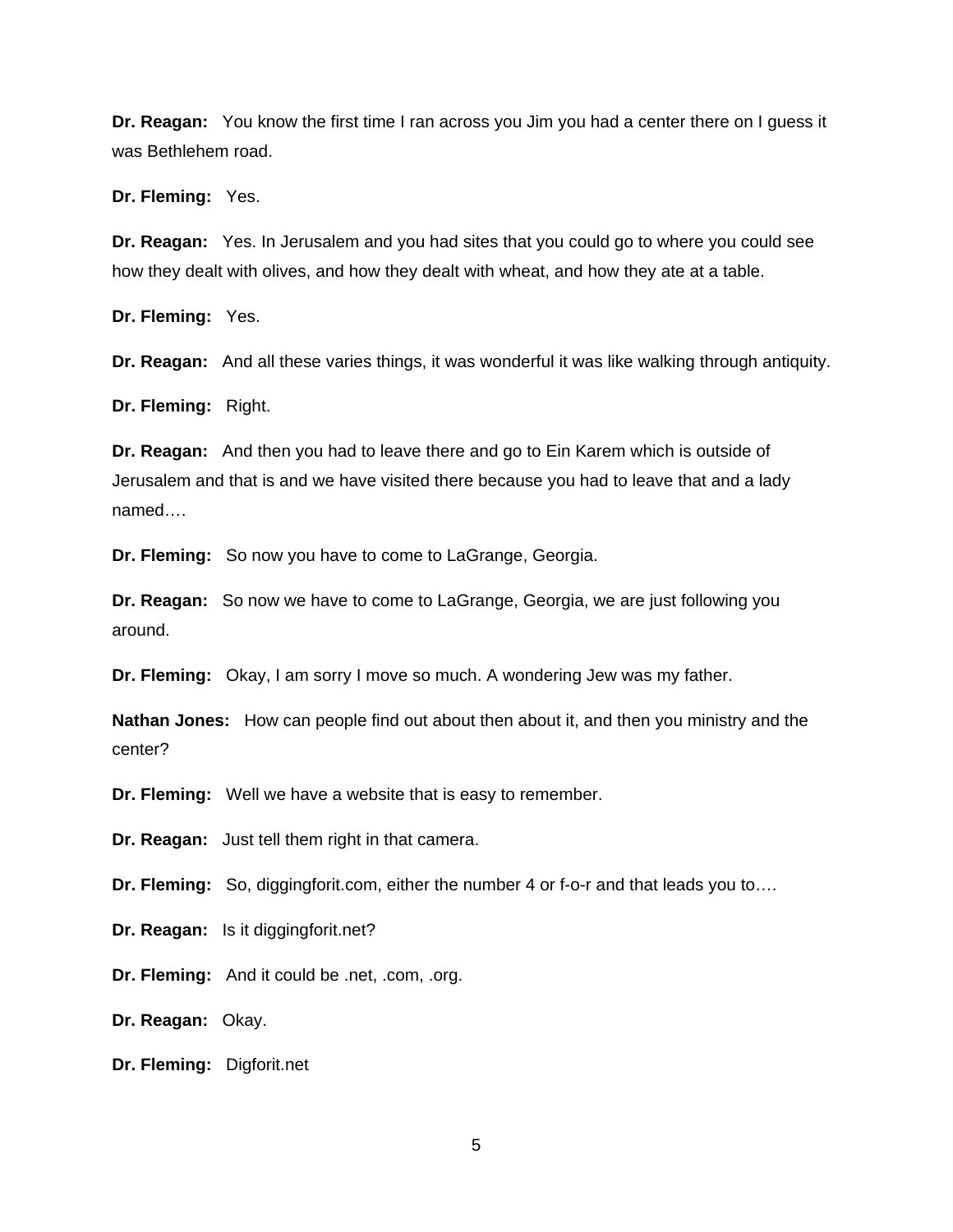**Dr. Reagan:** You know the first time I ran across you Jim you had a center there on I guess it was Bethlehem road.

**Dr. Fleming:** Yes.

**Dr. Reagan:** Yes. In Jerusalem and you had sites that you could go to where you could see how they dealt with olives, and how they dealt with wheat, and how they ate at a table.

**Dr. Fleming:** Yes.

**Dr. Reagan:** And all these varies things, it was wonderful it was like walking through antiquity.

**Dr. Fleming:** Right.

**Dr. Reagan:** And then you had to leave there and go to Ein Karem which is outside of Jerusalem and that is and we have visited there because you had to leave that and a lady named….

**Dr. Fleming:** So now you have to come to LaGrange, Georgia.

**Dr. Reagan:** So now we have to come to LaGrange, Georgia, we are just following you around.

**Dr. Fleming:** Okay, I am sorry I move so much. A wondering Jew was my father.

**Nathan Jones:** How can people find out about then about it, and then you ministry and the center?

**Dr. Fleming:** Well we have a website that is easy to remember.

**Dr. Reagan:** Just tell them right in that camera.

**Dr. Fleming:** So, diggingforit.com, either the number 4 or f-o-r and that leads you to….

**Dr. Reagan:** Is it diggingforit.net?

**Dr. Fleming:** And it could be .net, .com, .org.

**Dr. Reagan:** Okay.

**Dr. Fleming:** Digforit.net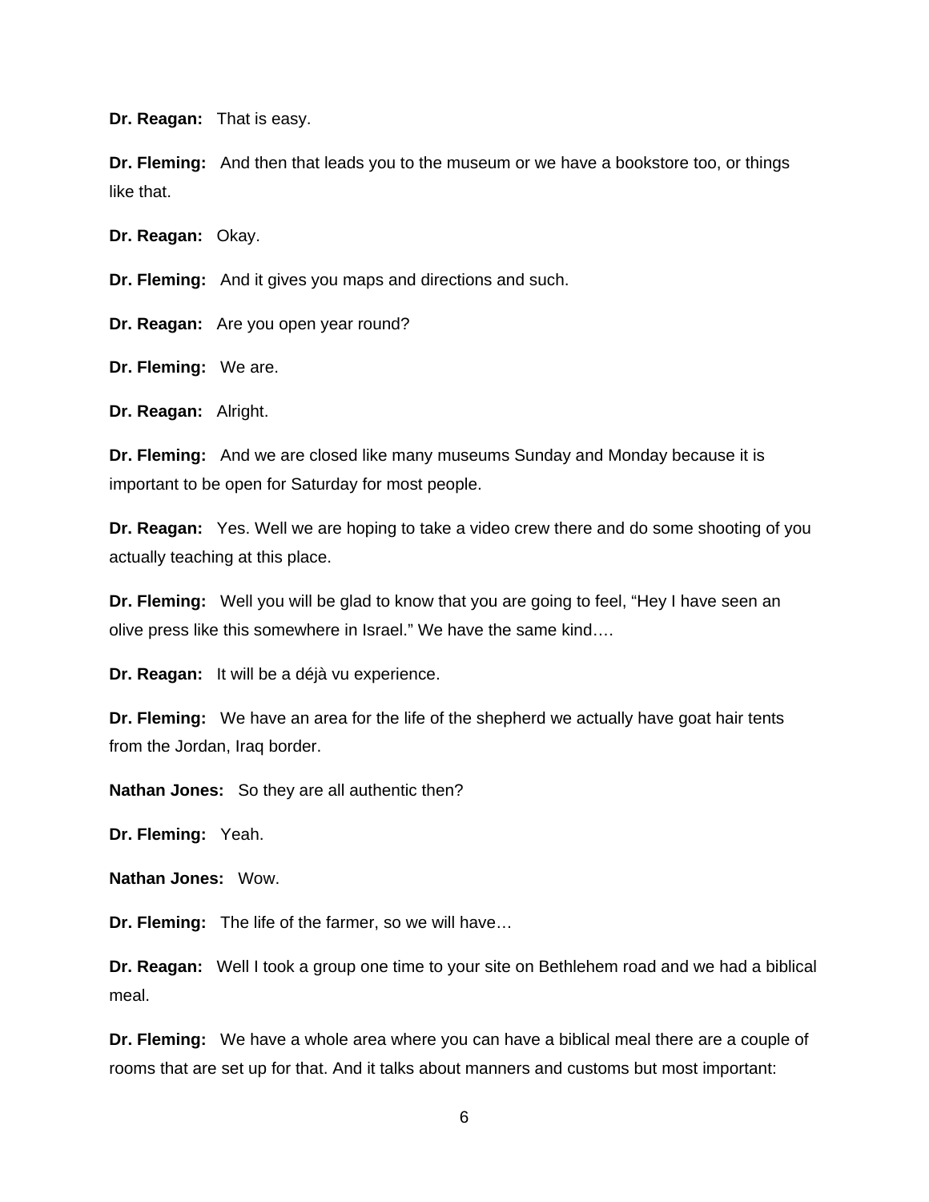**Dr. Reagan:** That is easy.

**Dr. Fleming:** And then that leads you to the museum or we have a bookstore too, or things like that.

**Dr. Reagan:** Okay.

**Dr. Fleming:** And it gives you maps and directions and such.

**Dr. Reagan:** Are you open year round?

**Dr. Fleming:** We are.

**Dr. Reagan:** Alright.

**Dr. Fleming:** And we are closed like many museums Sunday and Monday because it is important to be open for Saturday for most people.

**Dr. Reagan:** Yes. Well we are hoping to take a video crew there and do some shooting of you actually teaching at this place.

**Dr. Fleming:** Well you will be glad to know that you are going to feel, “Hey I have seen an olive press like this somewhere in Israel.” We have the same kind….

**Dr. Reagan:** It will be a déjà vu experience.

**Dr. Fleming:** We have an area for the life of the shepherd we actually have goat hair tents from the Jordan, Iraq border.

**Nathan Jones:** So they are all authentic then?

**Dr. Fleming:** Yeah.

**Nathan Jones:** Wow.

**Dr. Fleming:** The life of the farmer, so we will have…

**Dr. Reagan:** Well I took a group one time to your site on Bethlehem road and we had a biblical meal.

**Dr. Fleming:** We have a whole area where you can have a biblical meal there are a couple of rooms that are set up for that. And it talks about manners and customs but most important: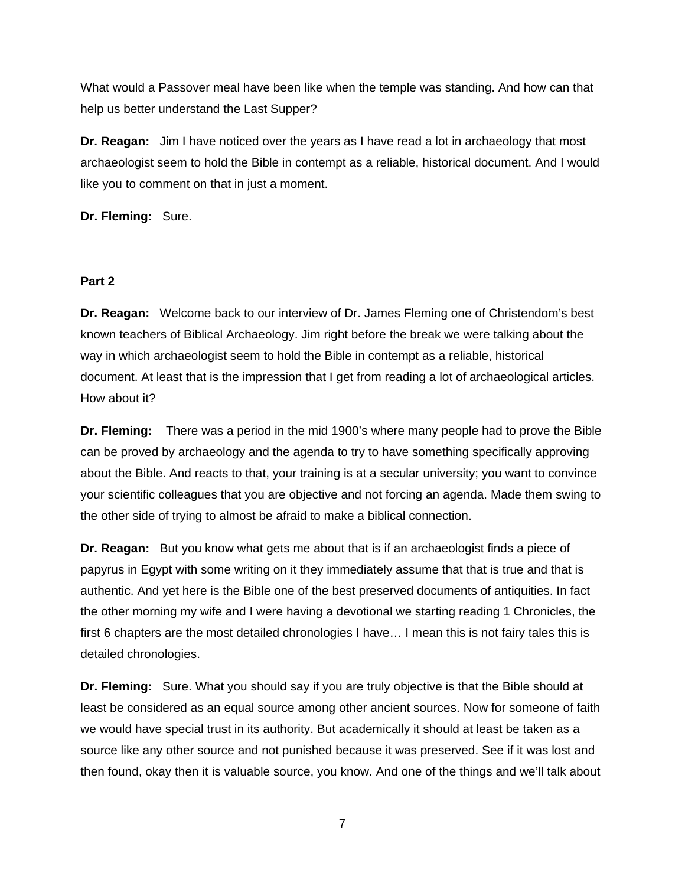What would a Passover meal have been like when the temple was standing. And how can that help us better understand the Last Supper?

**Dr. Reagan:** Jim I have noticed over the years as I have read a lot in archaeology that most archaeologist seem to hold the Bible in contempt as a reliable, historical document. And I would like you to comment on that in just a moment.

**Dr. Fleming:** Sure.

**Part 2**

**Dr. Reagan:** Welcome back to our interview of Dr. James Fleming one of Christendom's best known teachers of Biblical Archaeology. Jim right before the break we were talking about the way in which archaeologist seem to hold the Bible in contempt as a reliable, historical document. At least that is the impression that I get from reading a lot of archaeological articles. How about it?

**Dr. Fleming:** There was a period in the mid 1900's where many people had to prove the Bible can be proved by archaeology and the agenda to try to have something specifically approving about the Bible. And reacts to that, your training is at a secular university; you want to convince your scientific colleagues that you are objective and not forcing an agenda. Made them swing to the other side of trying to almost be afraid to make a biblical connection.

**Dr. Reagan:** But you know what gets me about that is if an archaeologist finds a piece of papyrus in Egypt with some writing on it they immediately assume that that is true and that is authentic. And yet here is the Bible one of the best preserved documents of antiquities. In fact the other morning my wife and I were having a devotional we starting reading 1 Chronicles, the first 6 chapters are the most detailed chronologies I have… I mean this is not fairy tales this is detailed chronologies.

**Dr. Fleming:** Sure. What you should say if you are truly objective is that the Bible should at least be considered as an equal source among other ancient sources. Now for someone of faith we would have special trust in its authority. But academically it should at least be taken as a source like any other source and not punished because it was preserved. See if it was lost and then found, okay then it is valuable source, you know. And one of the things and we'll talk about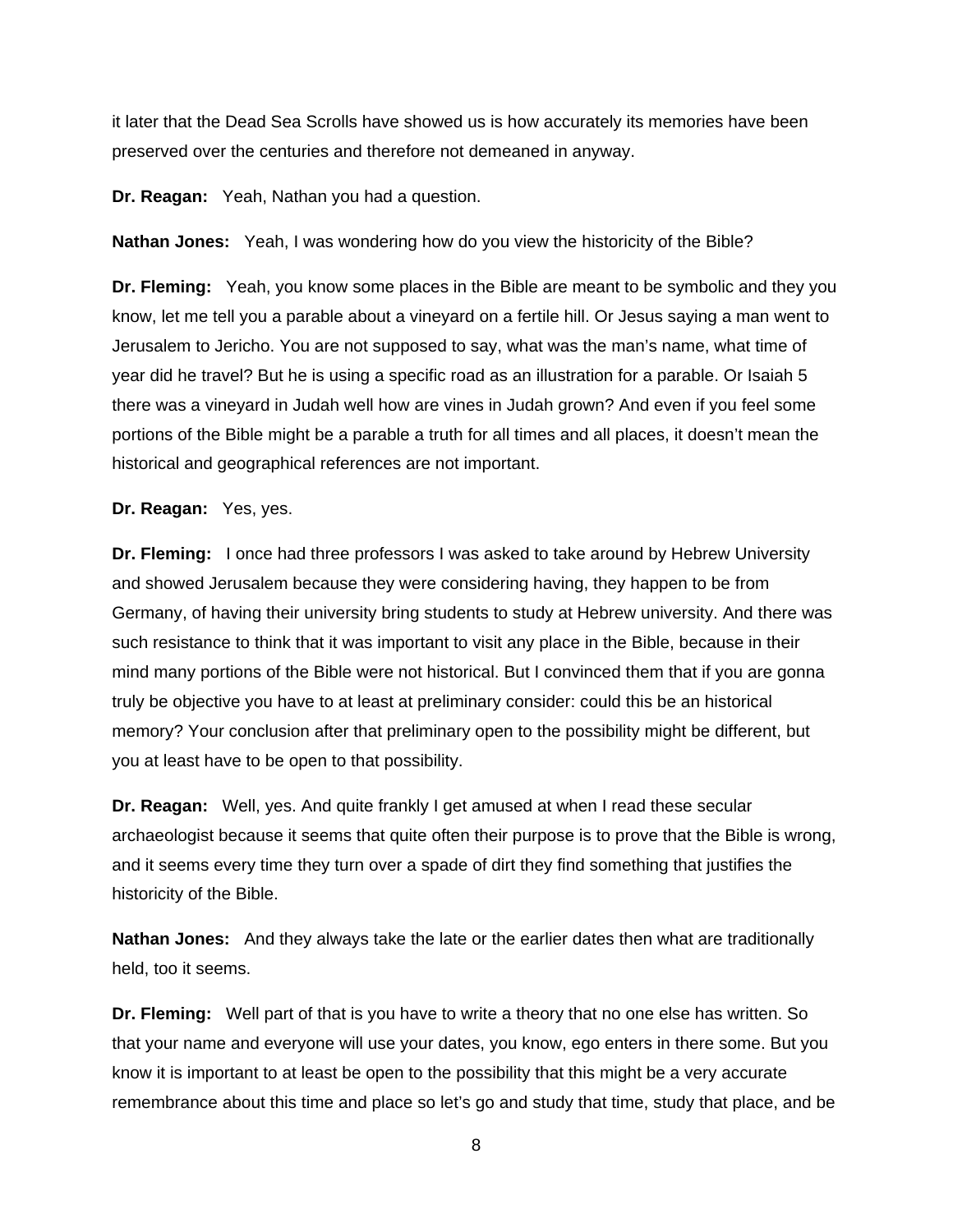it later that the Dead Sea Scrolls have showed us is how accurately its memories have been preserved over the centuries and therefore not demeaned in anyway.

**Dr. Reagan:** Yeah, Nathan you had a question.

**Nathan Jones:** Yeah, I was wondering how do you view the historicity of the Bible?

**Dr. Fleming:** Yeah, you know some places in the Bible are meant to be symbolic and they you know, let me tell you a parable about a vineyard on a fertile hill. Or Jesus saying a man went to Jerusalem to Jericho. You are not supposed to say, what was the man's name, what time of year did he travel? But he is using a specific road as an illustration for a parable. Or Isaiah 5 there was a vineyard in Judah well how are vines in Judah grown? And even if you feel some portions of the Bible might be a parable a truth for all times and all places, it doesn't mean the historical and geographical references are not important.

**Dr. Reagan:** Yes, yes.

**Dr. Fleming:** I once had three professors I was asked to take around by Hebrew University and showed Jerusalem because they were considering having, they happen to be from Germany, of having their university bring students to study at Hebrew university. And there was such resistance to think that it was important to visit any place in the Bible, because in their mind many portions of the Bible were not historical. But I convinced them that if you are gonna truly be objective you have to at least at preliminary consider: could this be an historical memory? Your conclusion after that preliminary open to the possibility might be different, but you at least have to be open to that possibility.

**Dr. Reagan:** Well, yes. And quite frankly I get amused at when I read these secular archaeologist because it seems that quite often their purpose is to prove that the Bible is wrong, and it seems every time they turn over a spade of dirt they find something that justifies the historicity of the Bible.

**Nathan Jones:** And they always take the late or the earlier dates then what are traditionally held, too it seems.

**Dr. Fleming:** Well part of that is you have to write a theory that no one else has written. So that your name and everyone will use your dates, you know, ego enters in there some. But you know it is important to at least be open to the possibility that this might be a very accurate remembrance about this time and place so let's go and study that time, study that place, and be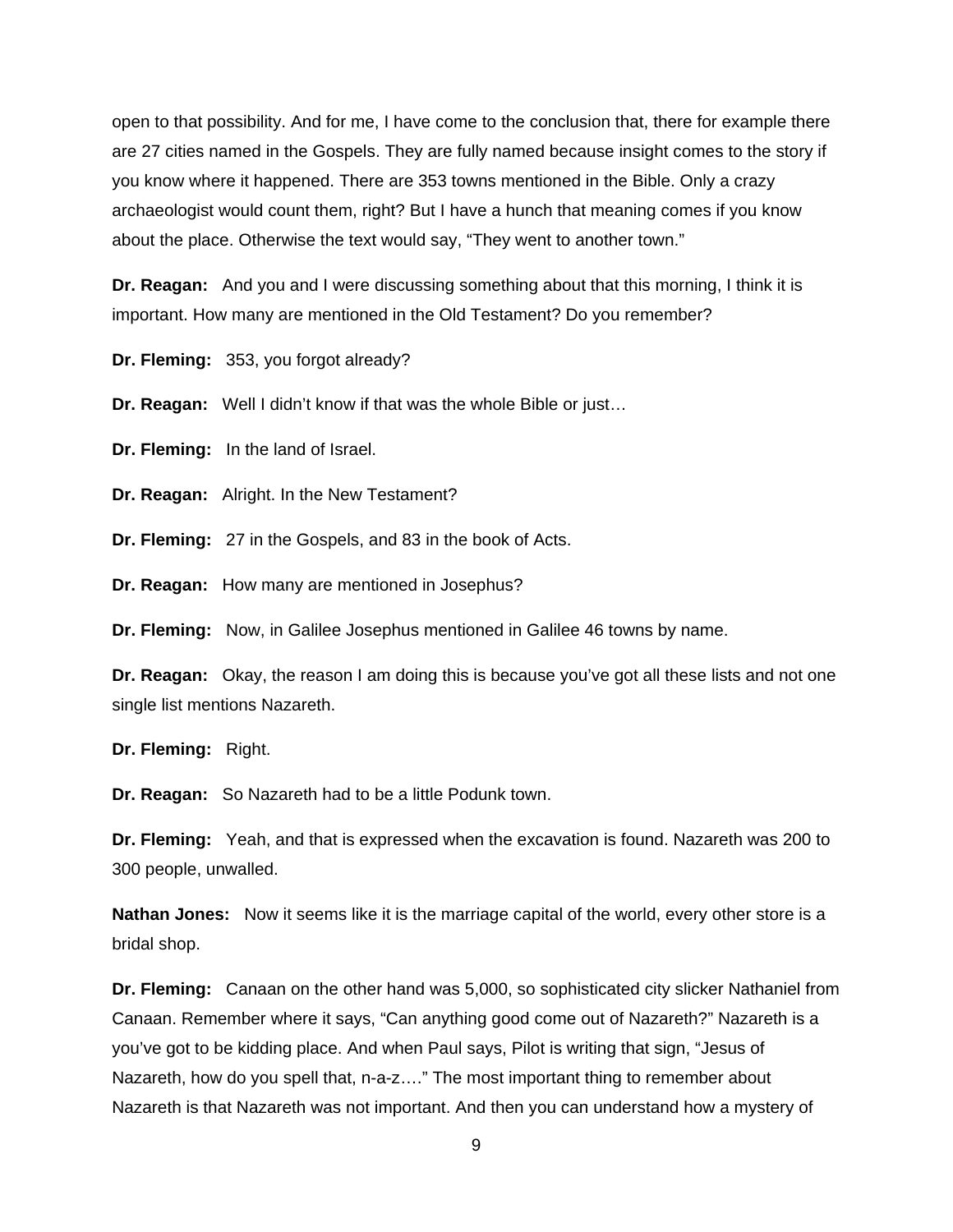open to that possibility. And for me, I have come to the conclusion that, there for example there are 27 cities named in the Gospels. They are fully named because insight comes to the story if you know where it happened. There are 353 towns mentioned in the Bible. Only a crazy archaeologist would count them, right? But I have a hunch that meaning comes if you know about the place. Otherwise the text would say, "They went to another town."

**Dr. Reagan:** And you and I were discussing something about that this morning, I think it is important. How many are mentioned in the Old Testament? Do you remember?

**Dr. Fleming:** 353, you forgot already?

**Dr. Reagan:** Well I didn't know if that was the whole Bible or just…

**Dr. Fleming:** In the land of Israel.

**Dr. Reagan:** Alright. In the New Testament?

**Dr. Fleming:** 27 in the Gospels, and 83 in the book of Acts.

**Dr. Reagan:** How many are mentioned in Josephus?

**Dr. Fleming:** Now, in Galilee Josephus mentioned in Galilee 46 towns by name.

**Dr. Reagan:** Okay, the reason I am doing this is because you've got all these lists and not one single list mentions Nazareth.

**Dr. Fleming:** Right.

**Dr. Reagan:** So Nazareth had to be a little Podunk town.

**Dr. Fleming:** Yeah, and that is expressed when the excavation is found. Nazareth was 200 to 300 people, unwalled.

**Nathan Jones:** Now it seems like it is the marriage capital of the world, every other store is a bridal shop.

**Dr. Fleming:** Canaan on the other hand was 5,000, so sophisticated city slicker Nathaniel from Canaan. Remember where it says, "Can anything good come out of Nazareth?" Nazareth is a you've got to be kidding place. And when Paul says, Pilot is writing that sign, "Jesus of Nazareth, how do you spell that, n-a-z…." The most important thing to remember about Nazareth is that Nazareth was not important. And then you can understand how a mystery of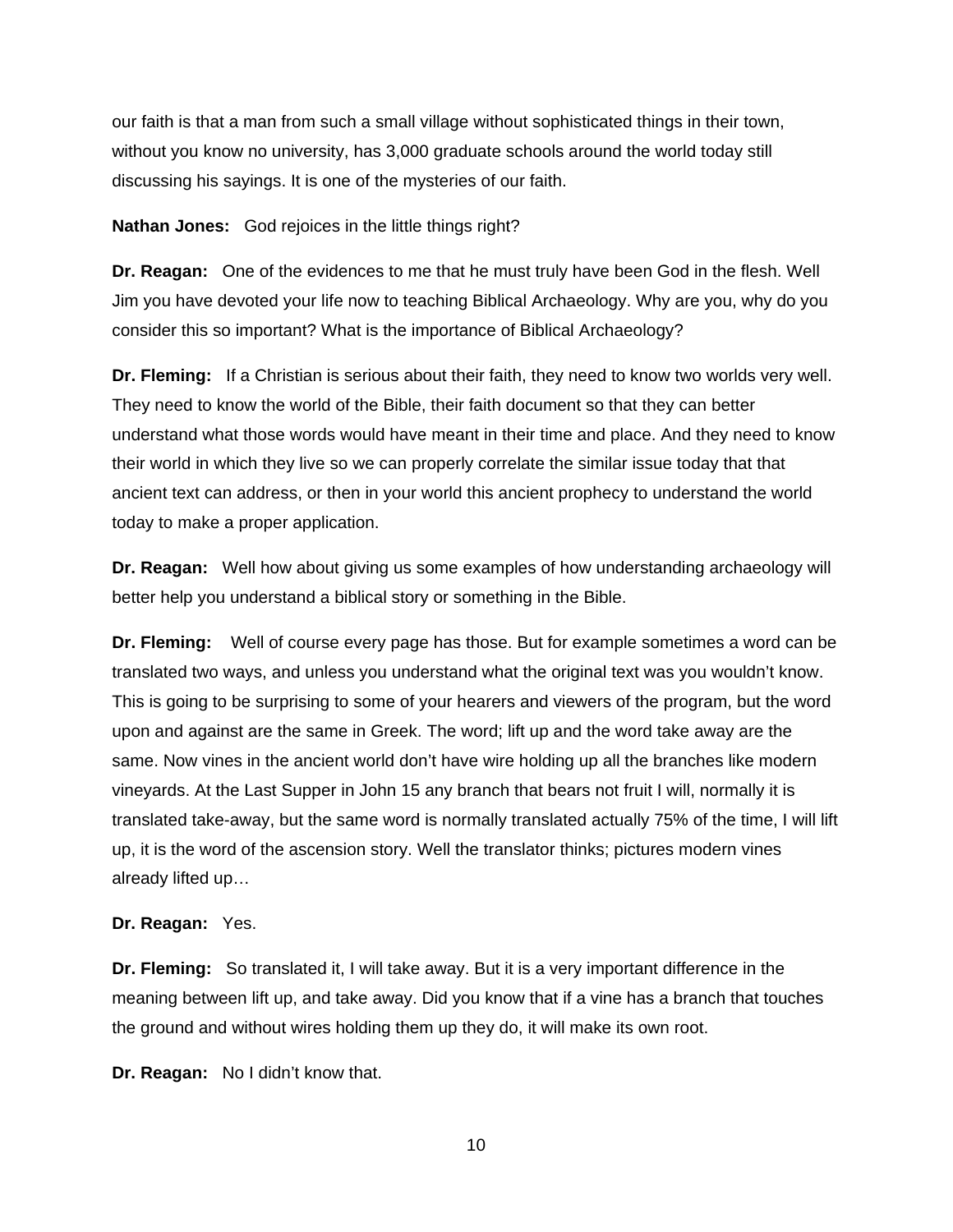our faith is that a man from such a small village without sophisticated things in their town, without you know no university, has 3,000 graduate schools around the world today still discussing his sayings. It is one of the mysteries of our faith.

**Nathan Jones:** God rejoices in the little things right?

**Dr. Reagan:** One of the evidences to me that he must truly have been God in the flesh. Well Jim you have devoted your life now to teaching Biblical Archaeology. Why are you, why do you consider this so important? What is the importance of Biblical Archaeology?

**Dr. Fleming:** If a Christian is serious about their faith, they need to know two worlds very well. They need to know the world of the Bible, their faith document so that they can better understand what those words would have meant in their time and place. And they need to know their world in which they live so we can properly correlate the similar issue today that that ancient text can address, or then in your world this ancient prophecy to understand the world today to make a proper application.

**Dr. Reagan:** Well how about giving us some examples of how understanding archaeology will better help you understand a biblical story or something in the Bible.

**Dr. Fleming:** Well of course every page has those. But for example sometimes a word can be translated two ways, and unless you understand what the original text was you wouldn't know. This is going to be surprising to some of your hearers and viewers of the program, but the word upon and against are the same in Greek. The word; lift up and the word take away are the same. Now vines in the ancient world don't have wire holding up all the branches like modern vineyards. At the Last Supper in John 15 any branch that bears not fruit I will, normally it is translated take-away, but the same word is normally translated actually 75% of the time, I will lift up, it is the word of the ascension story. Well the translator thinks; pictures modern vines already lifted up…

**Dr. Reagan:** Yes.

**Dr. Fleming:** So translated it, I will take away. But it is a very important difference in the meaning between lift up, and take away. Did you know that if a vine has a branch that touches the ground and without wires holding them up they do, it will make its own root.

**Dr. Reagan:** No I didn't know that.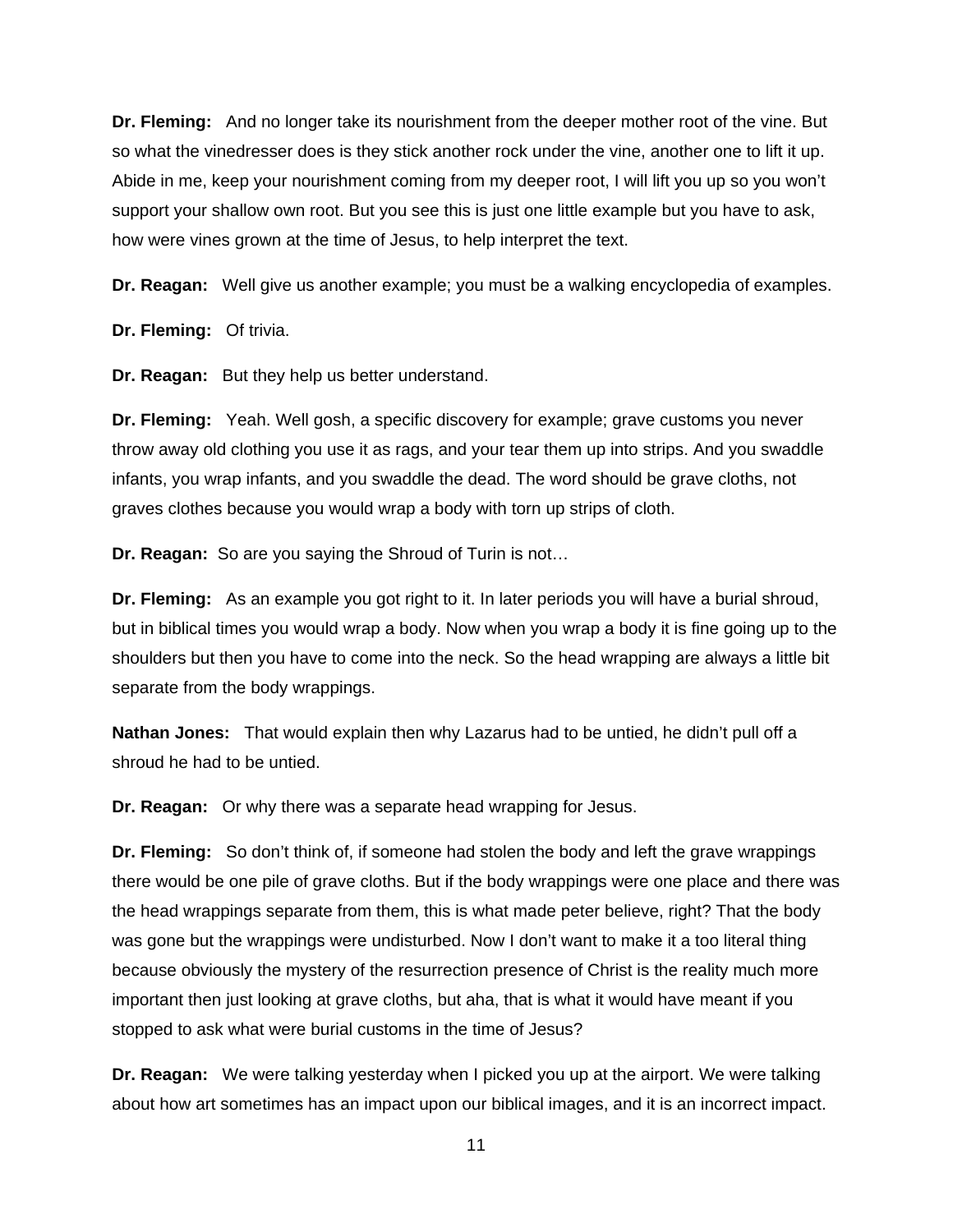**Dr. Fleming:** And no longer take its nourishment from the deeper mother root of the vine. But so what the vinedresser does is they stick another rock under the vine, another one to lift it up. Abide in me, keep your nourishment coming from my deeper root, I will lift you up so you won't support your shallow own root. But you see this is just one little example but you have to ask, how were vines grown at the time of Jesus, to help interpret the text.

**Dr. Reagan:** Well give us another example; you must be a walking encyclopedia of examples.

**Dr. Fleming:** Of trivia.

**Dr. Reagan:** But they help us better understand.

**Dr. Fleming:** Yeah. Well gosh, a specific discovery for example; grave customs you never throw away old clothing you use it as rags, and your tear them up into strips. And you swaddle infants, you wrap infants, and you swaddle the dead. The word should be grave cloths, not graves clothes because you would wrap a body with torn up strips of cloth.

**Dr. Reagan:** So are you saying the Shroud of Turin is not…

**Dr. Fleming:** As an example you got right to it. In later periods you will have a burial shroud, but in biblical times you would wrap a body. Now when you wrap a body it is fine going up to the shoulders but then you have to come into the neck. So the head wrapping are always a little bit separate from the body wrappings.

**Nathan Jones:** That would explain then why Lazarus had to be untied, he didn't pull off a shroud he had to be untied.

**Dr. Reagan:** Or why there was a separate head wrapping for Jesus.

**Dr. Fleming:** So don't think of, if someone had stolen the body and left the grave wrappings there would be one pile of grave cloths. But if the body wrappings were one place and there was the head wrappings separate from them, this is what made peter believe, right? That the body was gone but the wrappings were undisturbed. Now I don't want to make it a too literal thing because obviously the mystery of the resurrection presence of Christ is the reality much more important then just looking at grave cloths, but aha, that is what it would have meant if you stopped to ask what were burial customs in the time of Jesus?

**Dr. Reagan:** We were talking yesterday when I picked you up at the airport. We were talking about how art sometimes has an impact upon our biblical images, and it is an incorrect impact.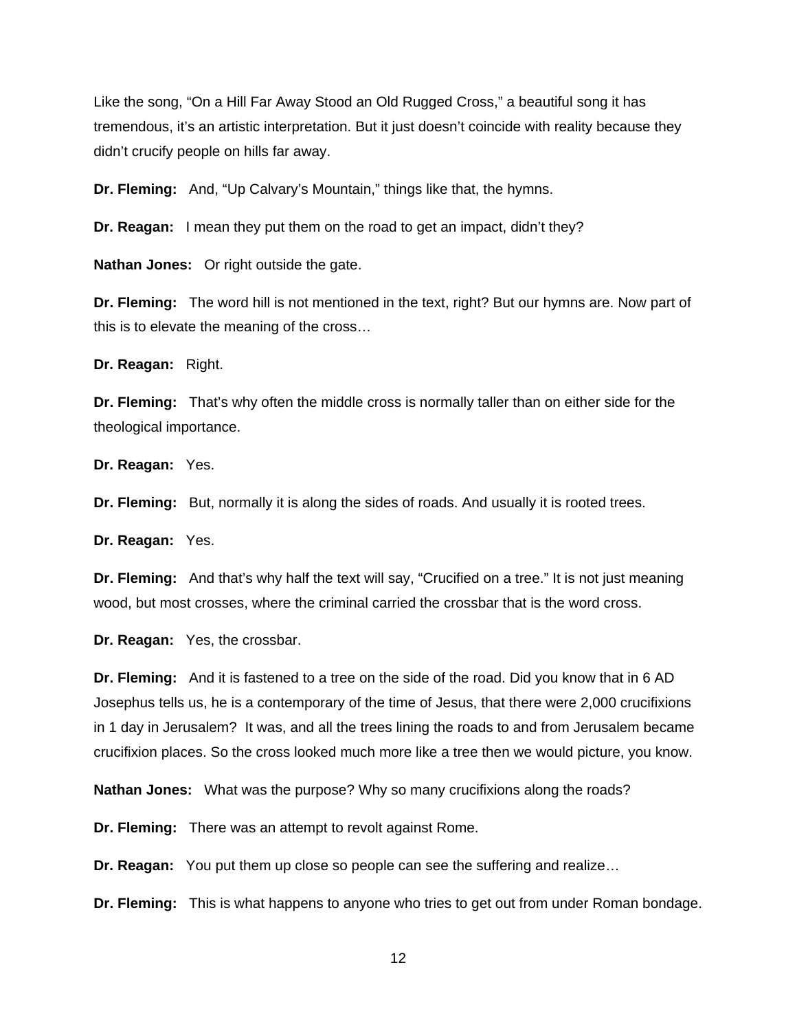Like the song, "On a Hill Far Away Stood an Old Rugged Cross," a beautiful song it has tremendous, it's an artistic interpretation. But it just doesn't coincide with reality because they didn't crucify people on hills far away.

**Dr. Fleming:** And, "Up Calvary's Mountain," things like that, the hymns.

**Dr. Reagan:** I mean they put them on the road to get an impact, didn't they?

**Nathan Jones:** Or right outside the gate.

**Dr. Fleming:** The word hill is not mentioned in the text, right? But our hymns are. Now part of this is to elevate the meaning of the cross…

**Dr. Reagan:** Right.

**Dr. Fleming:** That's why often the middle cross is normally taller than on either side for the theological importance.

**Dr. Reagan:** Yes.

**Dr. Fleming:** But, normally it is along the sides of roads. And usually it is rooted trees.

**Dr. Reagan:** Yes.

**Dr. Fleming:** And that's why half the text will say, "Crucified on a tree." It is not just meaning wood, but most crosses, where the criminal carried the crossbar that is the word cross.

**Dr. Reagan:** Yes, the crossbar.

**Dr. Fleming:** And it is fastened to a tree on the side of the road. Did you know that in 6 AD Josephus tells us, he is a contemporary of the time of Jesus, that there were 2,000 crucifixions in 1 day in Jerusalem? It was, and all the trees lining the roads to and from Jerusalem became crucifixion places. So the cross looked much more like a tree then we would picture, you know.

**Nathan Jones:** What was the purpose? Why so many crucifixions along the roads?

**Dr. Fleming:** There was an attempt to revolt against Rome.

**Dr. Reagan:** You put them up close so people can see the suffering and realize…

**Dr. Fleming:** This is what happens to anyone who tries to get out from under Roman bondage.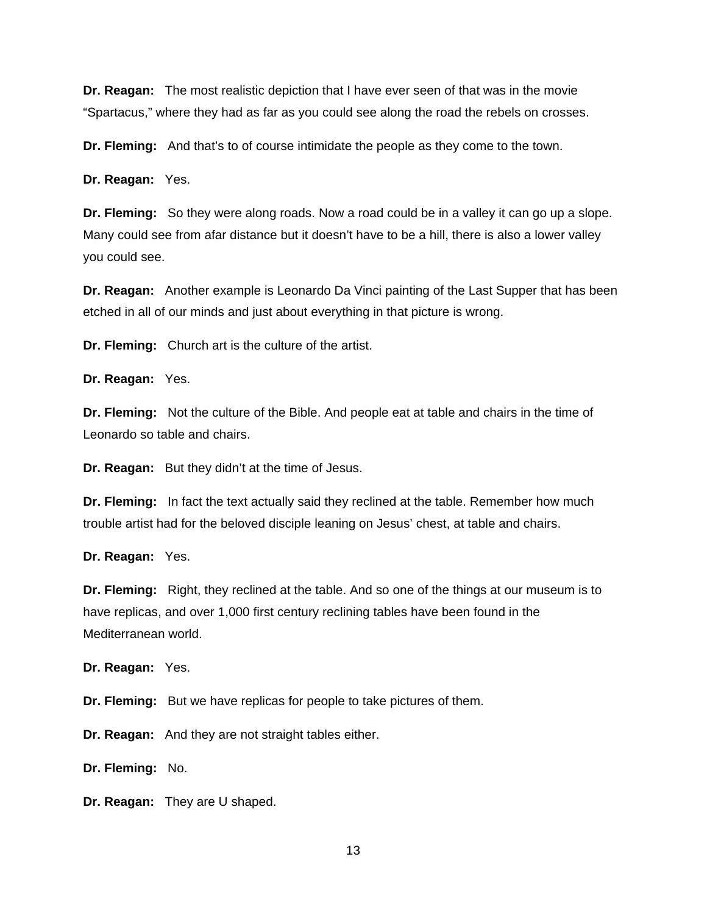**Dr. Reagan:** The most realistic depiction that I have ever seen of that was in the movie "Spartacus," where they had as far as you could see along the road the rebels on crosses.

**Dr. Fleming:** And that's to of course intimidate the people as they come to the town.

**Dr. Reagan:** Yes.

**Dr. Fleming:** So they were along roads. Now a road could be in a valley it can go up a slope. Many could see from afar distance but it doesn't have to be a hill, there is also a lower valley you could see.

**Dr. Reagan:** Another example is Leonardo Da Vinci painting of the Last Supper that has been etched in all of our minds and just about everything in that picture is wrong.

**Dr. Fleming:** Church art is the culture of the artist.

**Dr. Reagan:** Yes.

**Dr. Fleming:** Not the culture of the Bible. And people eat at table and chairs in the time of Leonardo so table and chairs.

**Dr. Reagan:** But they didn't at the time of Jesus.

**Dr. Fleming:** In fact the text actually said they reclined at the table. Remember how much trouble artist had for the beloved disciple leaning on Jesus' chest, at table and chairs.

**Dr. Reagan:** Yes.

**Dr. Fleming:** Right, they reclined at the table. And so one of the things at our museum is to have replicas, and over 1,000 first century reclining tables have been found in the Mediterranean world.

**Dr. Reagan:** Yes.

**Dr. Fleming:** But we have replicas for people to take pictures of them.

**Dr. Reagan:** And they are not straight tables either.

**Dr. Fleming:** No.

**Dr. Reagan:** They are U shaped.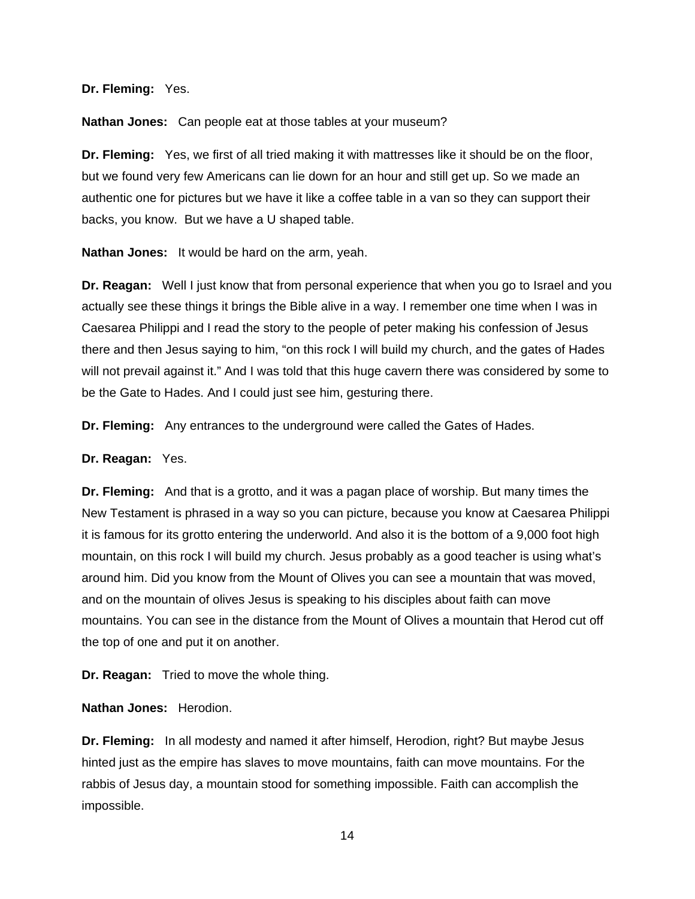**Dr. Fleming:** Yes.

**Nathan Jones:** Can people eat at those tables at your museum?

**Dr. Fleming:** Yes, we first of all tried making it with mattresses like it should be on the floor, but we found very few Americans can lie down for an hour and still get up. So we made an authentic one for pictures but we have it like a coffee table in a van so they can support their backs, you know. But we have a U shaped table.

**Nathan Jones:** It would be hard on the arm, yeah.

**Dr. Reagan:** Well I just know that from personal experience that when you go to Israel and you actually see these things it brings the Bible alive in a way. I remember one time when I was in Caesarea Philippi and I read the story to the people of peter making his confession of Jesus there and then Jesus saying to him, "on this rock I will build my church, and the gates of Hades will not prevail against it." And I was told that this huge cavern there was considered by some to be the Gate to Hades. And I could just see him, gesturing there.

**Dr. Fleming:** Any entrances to the underground were called the Gates of Hades.

**Dr. Reagan:** Yes.

**Dr. Fleming:** And that is a grotto, and it was a pagan place of worship. But many times the New Testament is phrased in a way so you can picture, because you know at Caesarea Philippi it is famous for its grotto entering the underworld. And also it is the bottom of a 9,000 foot high mountain, on this rock I will build my church. Jesus probably as a good teacher is using what's around him. Did you know from the Mount of Olives you can see a mountain that was moved, and on the mountain of olives Jesus is speaking to his disciples about faith can move mountains. You can see in the distance from the Mount of Olives a mountain that Herod cut off the top of one and put it on another.

**Dr. Reagan:** Tried to move the whole thing.

**Nathan Jones:** Herodion.

**Dr. Fleming:** In all modesty and named it after himself, Herodion, right? But maybe Jesus hinted just as the empire has slaves to move mountains, faith can move mountains. For the rabbis of Jesus day, a mountain stood for something impossible. Faith can accomplish the impossible.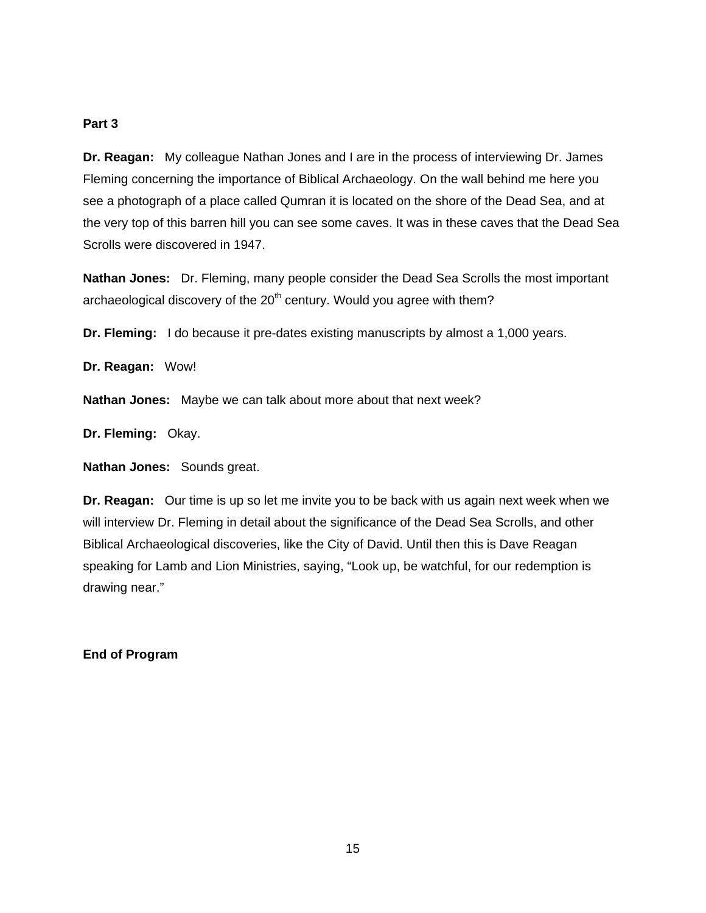**Part 3**

**Dr. Reagan:** My colleague Nathan Jones and I are in the process of interviewing Dr. James Fleming concerning the importance of Biblical Archaeology. On the wall behind me here you see a photograph of a place called Qumran it is located on the shore of the Dead Sea, and at the very top of this barren hill you can see some caves. It was in these caves that the Dead Sea Scrolls were discovered in 1947.

**Nathan Jones:** Dr. Fleming, many people consider the Dead Sea Scrolls the most important archaeological discovery of the 20th century. Would you agree with them?

**Dr. Fleming:** I do because it pre-dates existing manuscripts by almost a 1,000 years.

**Dr. Reagan:** Wow!

**Nathan Jones:** Maybe we can talk about more about that next week?

**Dr. Fleming:** Okay.

**Nathan Jones:** Sounds great.

**Dr. Reagan:** Our time is up so let me invite you to be back with us again next week when we will interview Dr. Fleming in detail about the significance of the Dead Sea Scrolls, and other Biblical Archaeological discoveries, like the City of David. Until then this is Dave Reagan speaking for Lamb and Lion Ministries, saying, “Look up, be watchful, for our redemption is drawing near.”

**End of Program**